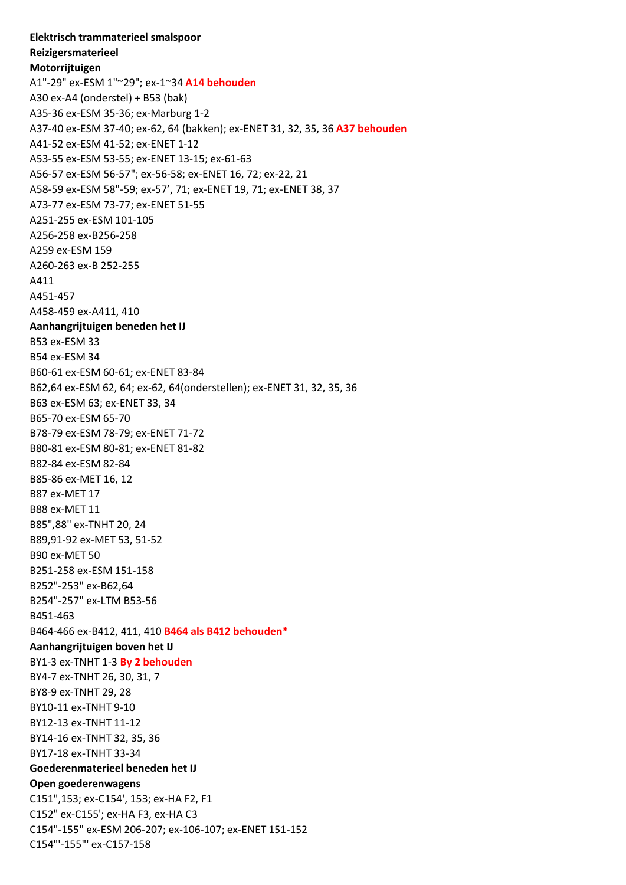**Elektrisch trammaterieel smalspoor**

**Reizigersmaterieel**

**Motorrijtuigen**

A1"-29" ex-ESM 1"~29"; ex-1~34 **A14 behouden**
A30 ex-A4 (onderstel) + B53 (bak)
A35-36 ex-ESM 35-36; ex-Marburg 1-2
A37-40 ex-ESM 37-40; ex-62, 64 (bakken); ex-ENET 31, 32, 35, 36 **A37 behouden**
A41-52 ex-ESM 41-52; ex-ENET 1-12
A53-55 ex-ESM 53-55; ex-ENET 13-15; ex-61-63
A56-57 ex-ESM 56-57"; ex-56-58; ex-ENET 16, 72; ex-22, 21
A58-59 ex-ESM 58"-59; ex-57', 71; ex-ENET 19, 71; ex-ENET 38, 37
A73-77 ex-ESM 73-77; ex-ENET 51-55
A251-255 ex-ESM 101-105
A256-258 ex-B256-258
A259 ex-ESM 159
A260-263 ex-B 252-255
A411
A451-457
A458-459 ex-A411, 410

**Aanhangrijtuigen beneden het IJ**

B53 ex-ESM 33
B54 ex-ESM 34
B60-61 ex-ESM 60-61; ex-ENET 83-84
B62,64 ex-ESM 62, 64; ex-62, 64(onderstellen); ex-ENET 31, 32, 35, 36
B63 ex-ESM 63; ex-ENET 33, 34
B65-70 ex-ESM 65-70
B78-79 ex-ESM 78-79; ex-ENET 71-72
B80-81 ex-ESM 80-81; ex-ENET 81-82
B82-84 ex-ESM 82-84
B85-86 ex-MET 16, 12
B87 ex-MET 17
B88 ex-MET 11
B85",88" ex-TNHT 20, 24
B89,91-92 ex-MET 53, 51-52
B90 ex-MET 50
B251-258 ex-ESM 151-158
B252"-253" ex-B62,64
B254"-257" ex-LTM B53-56
B451-463
B464-466 ex-B412, 411, 410 **B464 als B412 behouden***

**Aanhangrijtuigen boven het IJ**

BY1-3 ex-TNHT 1-3 **By 2 behouden**
BY4-7 ex-TNHT 26, 30, 31, 7
BY8-9 ex-TNHT 29, 28
BY10-11 ex-TNHT 9-10
BY12-13 ex-TNHT 11-12
BY14-16 ex-TNHT 32, 35, 36
BY17-18 ex-TNHT 33-34

**Goederenmaterieel beneden het IJ**

**Open goederenwagens**

C151",153; ex-C154', 153; ex-HA F2, F1
C152" ex-C155'; ex-HA F3, ex-HA C3
C154"-155" ex-ESM 206-207; ex-106-107; ex-ENET 151-152
C154"'-155"' ex-C157-158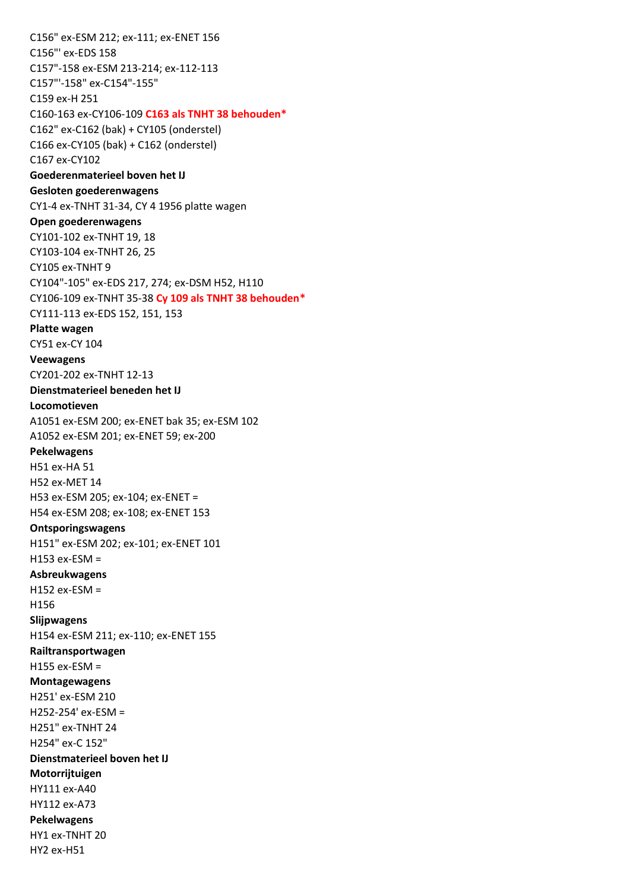C156" ex-ESM 212; ex-111; ex-ENET 156
C156"' ex-EDS 158
C157"-158 ex-ESM 213-214; ex-112-113
C157"'-158" ex-C154"-155"
C159 ex-H 251
C160-163 ex-CY106-109 **C163 als TNHT 38 behouden***
C162" ex-C162 (bak) + CY105 (onderstel)
C166 ex-CY105 (bak) + C162 (onderstel)
C167 ex-CY102

**Goederenmaterieel boven het IJ**

**Gesloten goederenwagens**

CY1-4 ex-TNHT 31-34, CY 4 1956 platte wagen

**Open goederenwagens**

CY101-102 ex-TNHT 19, 18
CY103-104 ex-TNHT 26, 25
CY105 ex-TNHT 9
CY104"-105" ex-EDS 217, 274; ex-DSM H52, H110
CY106-109 ex-TNHT 35-38 **Cy 109 als TNHT 38 behouden***
CY111-113 ex-EDS 152, 151, 153

**Platte wagen**

CY51 ex-CY 104

**Veewagens**

CY201-202 ex-TNHT 12-13

**Dienstmaterieel beneden het IJ**

**Locomotieven**

A1051 ex-ESM 200; ex-ENET bak 35; ex-ESM 102
A1052 ex-ESM 201; ex-ENET 59; ex-200

**Pekelwagens**

H51 ex-HA 51
H52 ex-MET 14
H53 ex-ESM 205; ex-104; ex-ENET =
H54 ex-ESM 208; ex-108; ex-ENET 153

**Ontsporingswagens**

H151" ex-ESM 202; ex-101; ex-ENET 101
H153 ex-ESM =

**Asbreukwagens**

H152 ex-ESM =
H156

**Slijpwagens**

H154 ex-ESM 211; ex-110; ex-ENET 155

**Railtransportwagen**

H155 ex-ESM =

**Montagewagens**

H251' ex-ESM 210
H252-254' ex-ESM =
H251" ex-TNHT 24
H254" ex-C 152"

**Dienstmaterieel boven het IJ**

**Motorrijtuigen**

HY111 ex-A40
HY112 ex-A73

**Pekelwagens**

HY1 ex-TNHT 20
HY2 ex-H51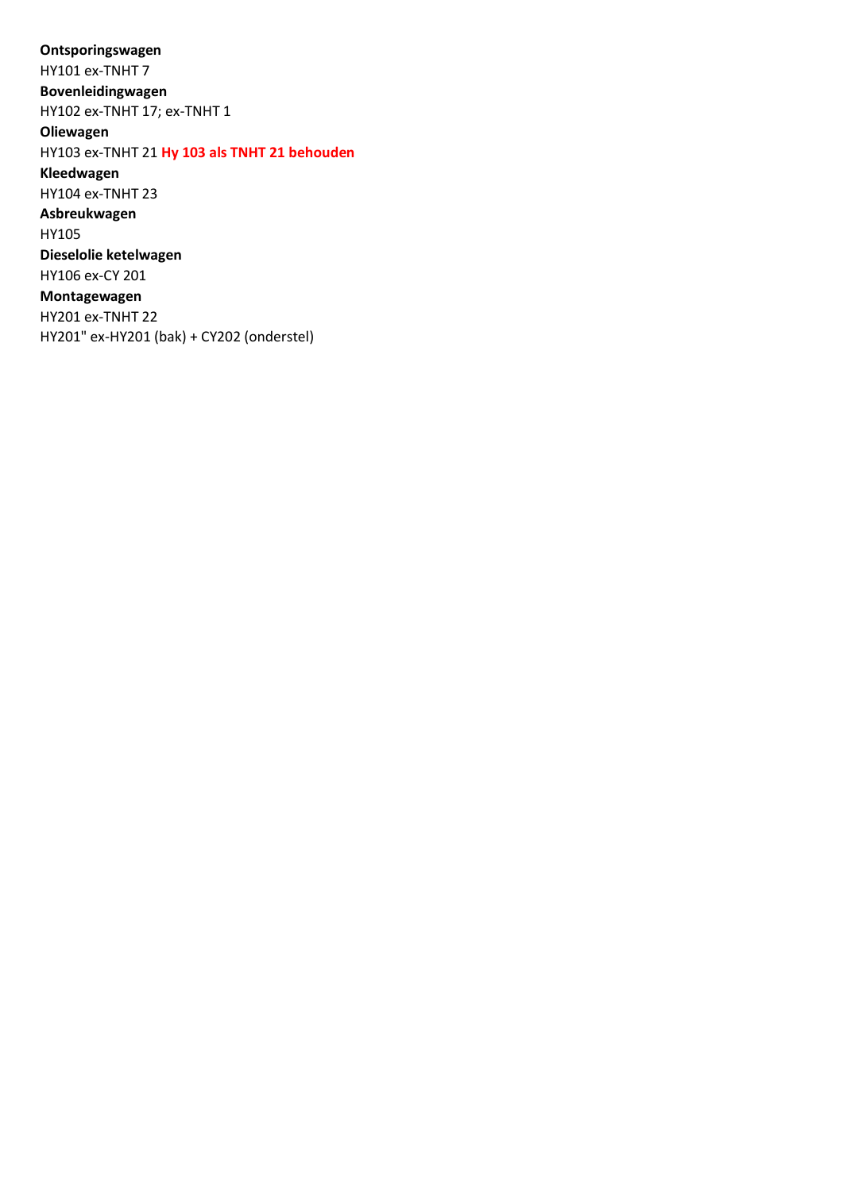**Ontsporingswagen**

HY101 ex-TNHT 7

**Bovenleidingwagen**

HY102 ex-TNHT 17; ex-TNHT 1

**Oliewagen**

HY103 ex-TNHT 21 **Hy 103 als TNHT 21 behouden**

**Kleedwagen**

HY104 ex-TNHT 23

**Asbreukwagen**

HY105

**Dieselolie ketelwagen**

HY106 ex-CY 201

**Montagewagen**

HY201 ex-TNHT 22

HY201" ex-HY201 (bak) + CY202 (onderstel)